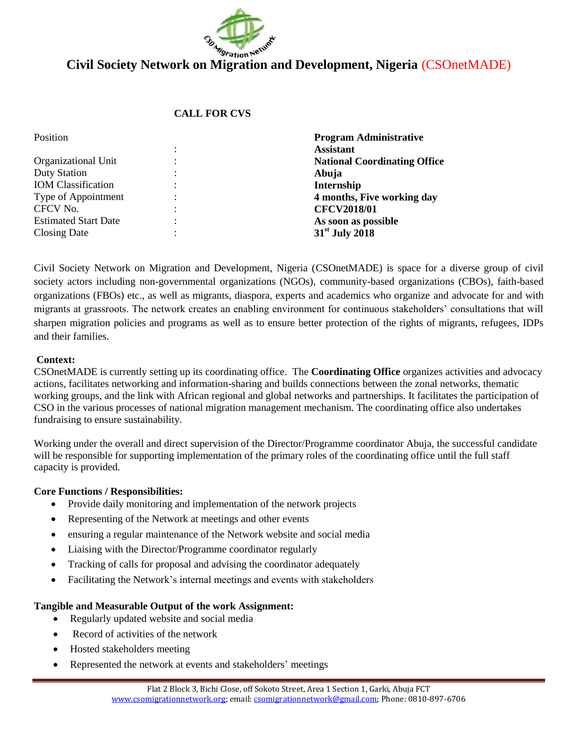# Civil Society Network on Migration and Development, Nigeria (CSOnetMADE)

## CALL FOR CVS

| | | |
|---|---|---|
| Position | : | **Program Administrative Assistant** |
| Organizational Unit | : | **National Coordinating Office** |
| Duty Station | : | **Abuja** |
| IOM Classification | : | **Internship** |
| Type of Appointment | : | **4 months, Five working day** |
| CFCV No. | : | **CFCV2018/01** |
| Estimated Start Date | : | **As soon as possible** |
| Closing Date | : | **31st July 2018** |

Civil Society Network on Migration and Development, Nigeria (CSOnetMADE) is space for a diverse group of civil society actors including non-governmental organizations (NGOs), community-based organizations (CBOs), faith-based organizations (FBOs) etc., as well as migrants, diaspora, experts and academics who organize and advocate for and with migrants at grassroots. The network creates an enabling environment for continuous stakeholders' consultations that will sharpen migration policies and programs as well as to ensure better protection of the rights of migrants, refugees, IDPs and their families.

**Context:**

CSOnetMADE is currently setting up its coordinating office. The **Coordinating Office** organizes activities and advocacy actions, facilitates networking and information-sharing and builds connections between the zonal networks, thematic working groups, and the link with African regional and global networks and partnerships. It facilitates the participation of CSO in the various processes of national migration management mechanism. The coordinating office also undertakes fundraising to ensure sustainability.

Working under the overall and direct supervision of the Director/Programme coordinator Abuja, the successful candidate will be responsible for supporting implementation of the primary roles of the coordinating office until the full staff capacity is provided.

**Core Functions / Responsibilities:**

- Provide daily monitoring and implementation of the network projects
- Representing of the Network at meetings and other events
- ensuring a regular maintenance of the Network website and social media
- Liaising with the Director/Programme coordinator regularly
- Tracking of calls for proposal and advising the coordinator adequately
- Facilitating the Network's internal meetings and events with stakeholders

**Tangible and Measurable Output of the work Assignment:**

- Regularly updated website and social media
- Record of activities of the network
- Hosted stakeholders meeting
- Represented the network at events and stakeholders' meetings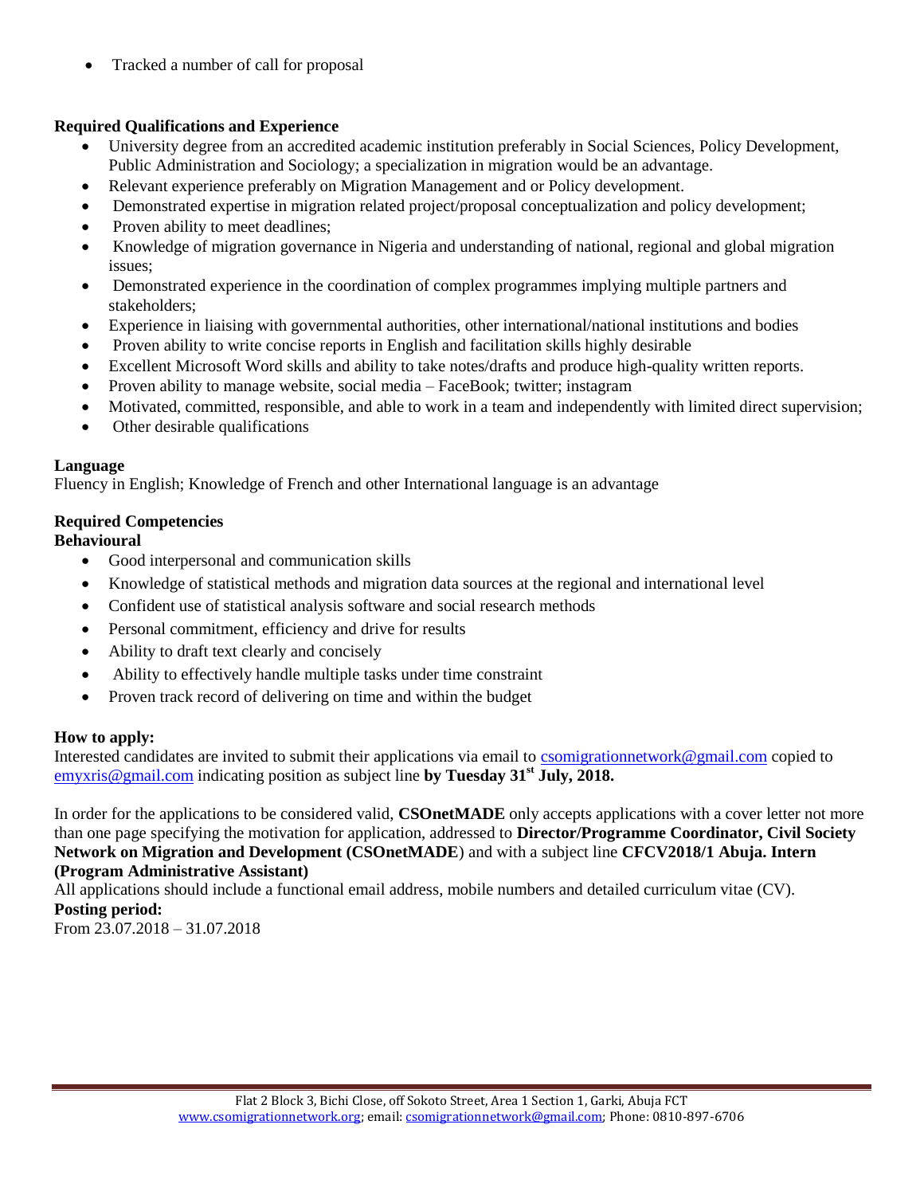- Tracked a number of call for proposal

**Required Qualifications and Experience**

- University degree from an accredited academic institution preferably in Social Sciences, Policy Development, Public Administration and Sociology; a specialization in migration would be an advantage.
- Relevant experience preferably on Migration Management and or Policy development.
- Demonstrated expertise in migration related project/proposal conceptualization and policy development;
- Proven ability to meet deadlines;
- Knowledge of migration governance in Nigeria and understanding of national, regional and global migration issues;
- Demonstrated experience in the coordination of complex programmes implying multiple partners and stakeholders;
- Experience in liaising with governmental authorities, other international/national institutions and bodies
- Proven ability to write concise reports in English and facilitation skills highly desirable
- Excellent Microsoft Word skills and ability to take notes/drafts and produce high-quality written reports.
- Proven ability to manage website, social media – FaceBook; twitter; instagram
- Motivated, committed, responsible, and able to work in a team and independently with limited direct supervision;
- Other desirable qualifications

**Language**

Fluency in English; Knowledge of French and other International language is an advantage

**Required Competencies**

**Behavioural**

- Good interpersonal and communication skills
- Knowledge of statistical methods and migration data sources at the regional and international level
- Confident use of statistical analysis software and social research methods
- Personal commitment, efficiency and drive for results
- Ability to draft text clearly and concisely
- Ability to effectively handle multiple tasks under time constraint
- Proven track record of delivering on time and within the budget

**How to apply:**

Interested candidates are invited to submit their applications via email to csomigrationnetwork@gmail.com copied to emyxris@gmail.com indicating position as subject line **by Tuesday 31st July, 2018.**

In order for the applications to be considered valid, **CSOnetMADE** only accepts applications with a cover letter not more than one page specifying the motivation for application, addressed to **Director/Programme Coordinator, Civil Society Network on Migration and Development (CSOnetMADE**) and with a subject line **CFCV2018/1 Abuja. Intern (Program Administrative Assistant)**

All applications should include a functional email address, mobile numbers and detailed curriculum vitae (CV).

**Posting period:**

From 23.07.2018 – 31.07.2018

Flat 2 Block 3, Bichi Close, off Sokoto Street, Area 1 Section 1, Garki, Abuja FCT
www.csomigrationnetwork.org; email: csomigrationnetwork@gmail.com; Phone: 0810-897-6706